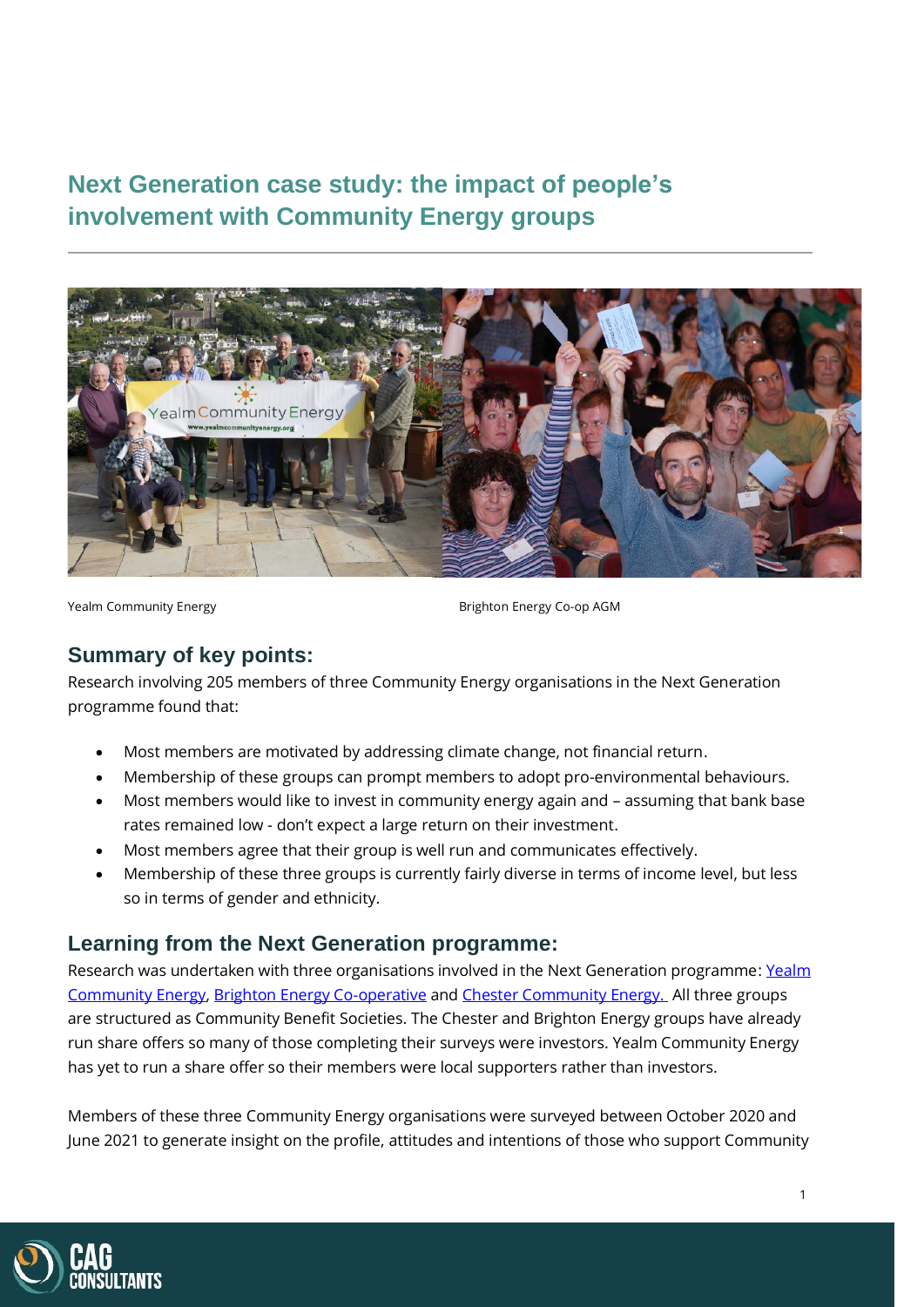# Next Generation case study: the impact of people's involvement with Community Energy groups

Yealm Community Energy

Brighton Energy Co-op AGM

## Summary of key points:

Research involving 205 members of three Community Energy organisations in the Next Generation programme found that:

- Most members are motivated by addressing climate change, not financial return.
- Membership of these groups can prompt members to adopt pro-environmental behaviours.
- Most members would like to invest in community energy again and – assuming that bank base rates remained low - don't expect a large return on their investment.
- Most members agree that their group is well run and communicates effectively.
- Membership of these three groups is currently fairly diverse in terms of income level, but less so in terms of gender and ethnicity.

## Learning from the Next Generation programme:

Research was undertaken with three organisations involved in the Next Generation programme: Yealm Community Energy, Brighton Energy Co-operative and Chester Community Energy. All three groups are structured as Community Benefit Societies. The Chester and Brighton Energy groups have already run share offers so many of those completing their surveys were investors. Yealm Community Energy has yet to run a share offer so their members were local supporters rather than investors.

Members of these three Community Energy organisations were surveyed between October 2020 and June 2021 to generate insight on the profile, attitudes and intentions of those who support Community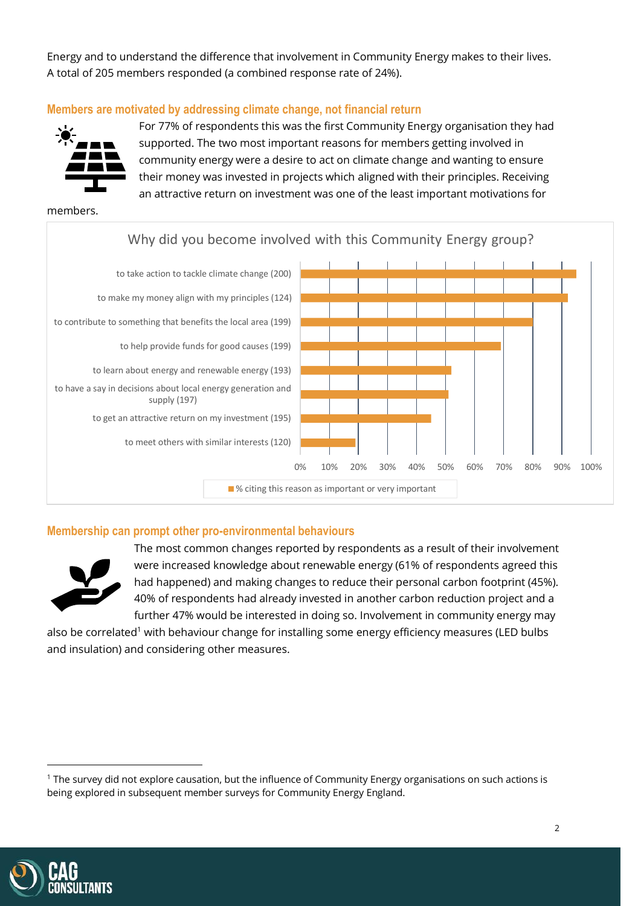Energy and to understand the difference that involvement in Community Energy makes to their lives. A total of 205 members responded (a combined response rate of 24%).

## Members are motivated by addressing climate change, not financial return

For 77% of respondents this was the first Community Energy organisation they had supported. The two most important reasons for members getting involved in community energy were a desire to act on climate change and wanting to ensure their money was invested in projects which aligned with their principles. Receiving an attractive return on investment was one of the least important motivations for members.

Why did you become involved with this Community Energy group?

- to take action to tackle climate change (200)
- to make my money align with my principles (124)
- to contribute to something that benefits the local area (199)
- to help provide funds for good causes (199)
- to learn about energy and renewable energy (193)
- to have a say in decisions about local energy generation and supply (197)
- to get an attractive return on my investment (195)
- to meet others with similar interests (120)

% citing this reason as important or very important

## Membership can prompt other pro-environmental behaviours

The most common changes reported by respondents as a result of their involvement were increased knowledge about renewable energy (61% of respondents agreed this had happened) and making changes to reduce their personal carbon footprint (45%). 40% of respondents had already invested in another carbon reduction project and a further 47% would be interested in doing so. Involvement in community energy may also be correlated[1] with behaviour change for installing some energy efficiency measures (LED bulbs and insulation) and considering other measures.

[1] The survey did not explore causation, but the influence of Community Energy organisations on such actions is being explored in subsequent member surveys for Community Energy England.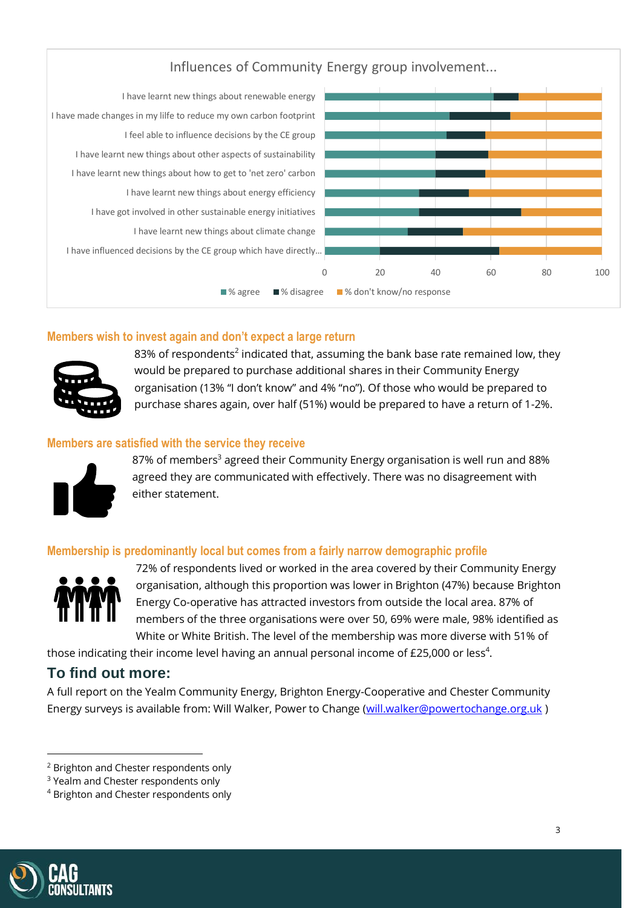Influences of Community Energy group involvement...

I have learnt new things about renewable energy

I have made changes in my lilfe to reduce my own carbon footprint

I feel able to influence decisions by the CE group

I have learnt new things about other aspects of sustainability

I have learnt new things about how to get to 'net zero' carbon

I have learnt new things about energy efficiency

I have got involved in other sustainable energy initiatives

I have learnt new things about climate change

I have influenced decisions by the CE group which have directly...

0 20 40 60 80 100

% agree % disagree % don't know/no response

### Members wish to invest again and don't expect a large return

83% of respondents[2] indicated that, assuming the bank base rate remained low, they would be prepared to purchase additional shares in their Community Energy organisation (13% "I don't know" and 4% "no"). Of those who would be prepared to purchase shares again, over half (51%) would be prepared to have a return of 1-2%.

### Members are satisfied with the service they receive

87% of members[3] agreed their Community Energy organisation is well run and 88% agreed they are communicated with effectively. There was no disagreement with either statement.

### Membership is predominantly local but comes from a fairly narrow demographic profile

72% of respondents lived or worked in the area covered by their Community Energy organisation, although this proportion was lower in Brighton (47%) because Brighton Energy Co-operative has attracted investors from outside the local area. 87% of members of the three organisations were over 50, 69% were male, 98% identified as White or White British. The level of the membership was more diverse with 51% of those indicating their income level having an annual personal income of £25,000 or less[4].

## To find out more:

A full report on the Yealm Community Energy, Brighton Energy-Cooperative and Chester Community Energy surveys is available from: Will Walker, Power to Change (will.walker@powertochange.org.uk )

[2] Brighton and Chester respondents only

[3] Yealm and Chester respondents only

[4] Brighton and Chester respondents only